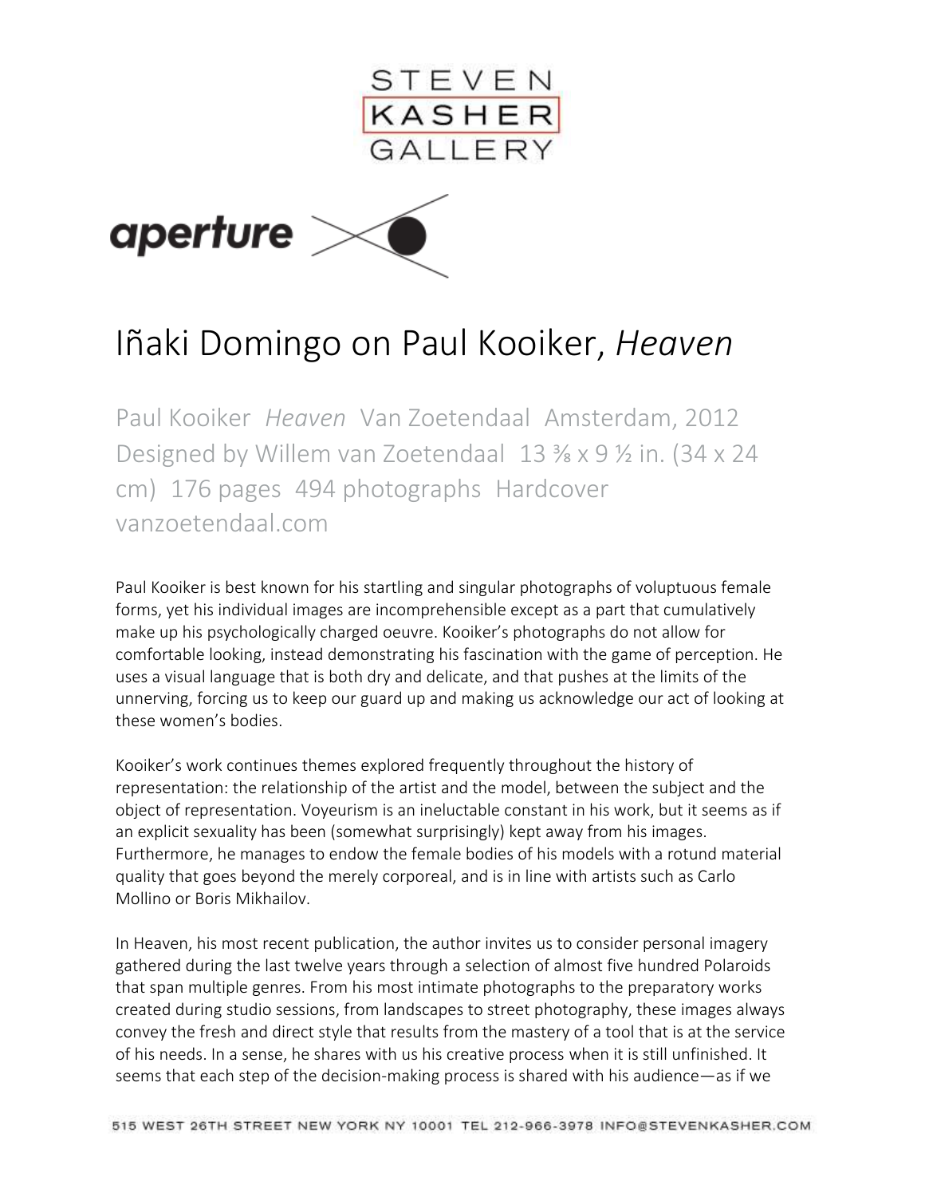# Iñaki Domingo on Paul Kooiker, *Heaven*

Paul Kooiker *Heaven* Van Zoetendaal Amsterdam, 2012
Designed by Willem van Zoetendaal 13 ⅜ x 9 ½ in. (34 x 24 cm) 176 pages 494 photographs Hardcover
vanzoetendaal.com

Paul Kooiker is best known for his startling and singular photographs of voluptuous female forms, yet his individual images are incomprehensible except as a part that cumulatively make up his psychologically charged oeuvre. Kooiker's photographs do not allow for comfortable looking, instead demonstrating his fascination with the game of perception. He uses a visual language that is both dry and delicate, and that pushes at the limits of the unnerving, forcing us to keep our guard up and making us acknowledge our act of looking at these women's bodies.

Kooiker's work continues themes explored frequently throughout the history of representation: the relationship of the artist and the model, between the subject and the object of representation. Voyeurism is an ineluctable constant in his work, but it seems as if an explicit sexuality has been (somewhat surprisingly) kept away from his images. Furthermore, he manages to endow the female bodies of his models with a rotund material quality that goes beyond the merely corporeal, and is in line with artists such as Carlo Mollino or Boris Mikhailov.

In Heaven, his most recent publication, the author invites us to consider personal imagery gathered during the last twelve years through a selection of almost five hundred Polaroids that span multiple genres. From his most intimate photographs to the preparatory works created during studio sessions, from landscapes to street photography, these images always convey the fresh and direct style that results from the mastery of a tool that is at the service of his needs. In a sense, he shares with us his creative process when it is still unfinished. It seems that each step of the decision-making process is shared with his audience—as if we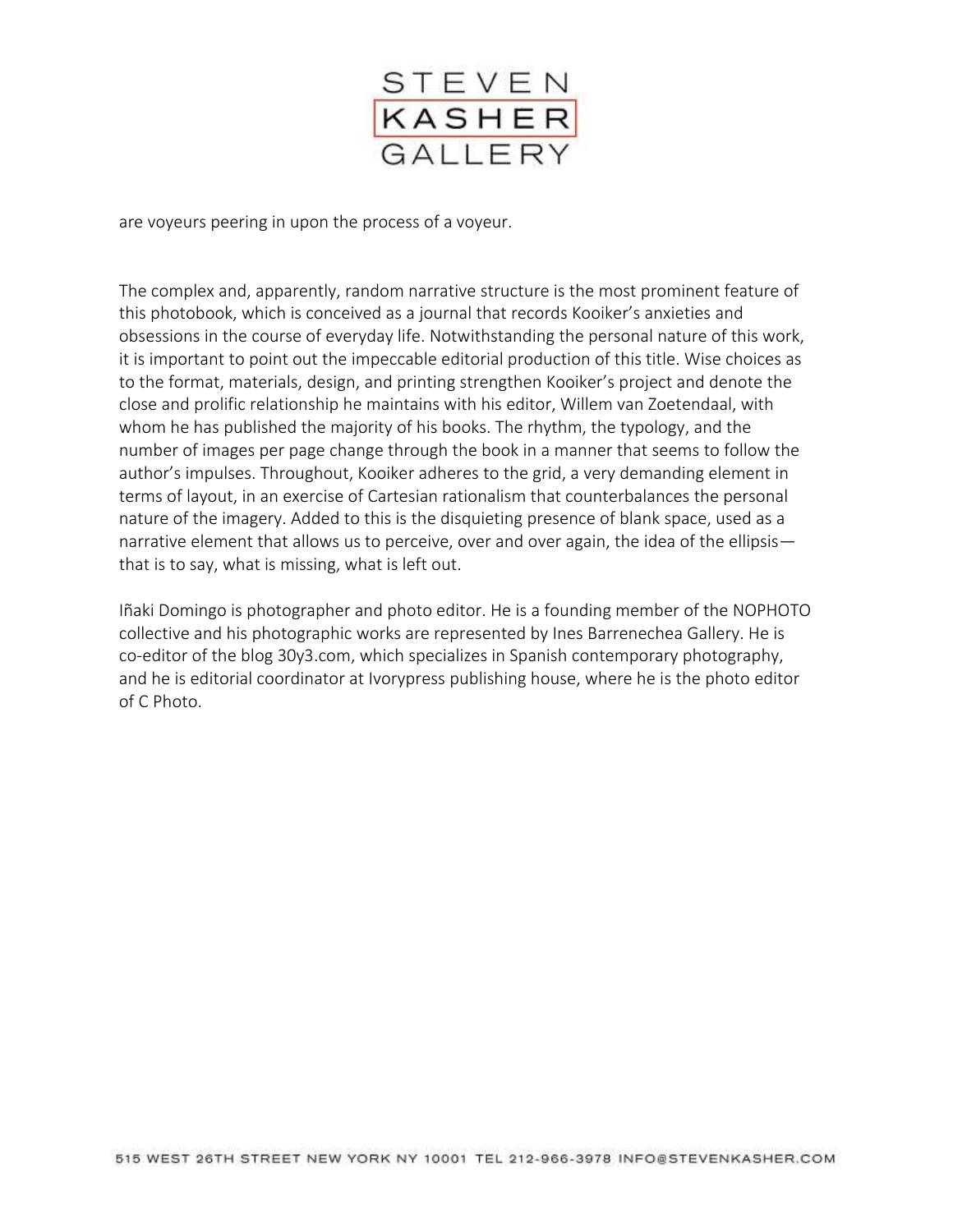are voyeurs peering in upon the process of a voyeur.

The complex and, apparently, random narrative structure is the most prominent feature of this photobook, which is conceived as a journal that records Kooiker's anxieties and obsessions in the course of everyday life. Notwithstanding the personal nature of this work, it is important to point out the impeccable editorial production of this title. Wise choices as to the format, materials, design, and printing strengthen Kooiker's project and denote the close and prolific relationship he maintains with his editor, Willem van Zoetendaal, with whom he has published the majority of his books. The rhythm, the typology, and the number of images per page change through the book in a manner that seems to follow the author's impulses. Throughout, Kooiker adheres to the grid, a very demanding element in terms of layout, in an exercise of Cartesian rationalism that counterbalances the personal nature of the imagery. Added to this is the disquieting presence of blank space, used as a narrative element that allows us to perceive, over and over again, the idea of the ellipsis—that is to say, what is missing, what is left out.

Iñaki Domingo is photographer and photo editor. He is a founding member of the NOPHOTO collective and his photographic works are represented by Ines Barrenechea Gallery. He is co-editor of the blog 30y3.com, which specializes in Spanish contemporary photography, and he is editorial coordinator at Ivorypress publishing house, where he is the photo editor of C Photo.